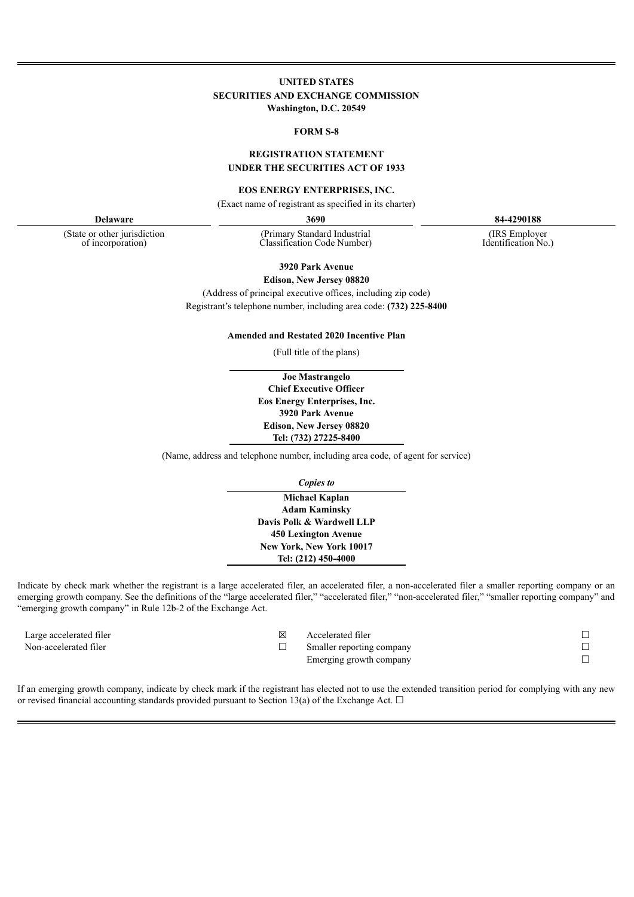**UNITED STATES**
**SECURITIES AND EXCHANGE COMMISSION**
**Washington, D.C. 20549**

**FORM S-8**

**REGISTRATION STATEMENT**
**UNDER THE SECURITIES ACT OF 1933**

**EOS ENERGY ENTERPRISES, INC.**

(Exact name of registrant as specified in its charter)

| **Delaware** | **3690** | **84-4290188** |
|---|---|---|
| (State or other jurisdiction of incorporation) | (Primary Standard Industrial Classification Code Number) | (IRS Employer Identification No.) |

**3920 Park Avenue**
**Edison, New Jersey 08820**

(Address of principal executive offices, including zip code)

Registrant's telephone number, including area code: **(732) 225-8400**

**Amended and Restated 2020 Incentive Plan**

(Full title of the plans)

**Joe Mastrangelo**
**Chief Executive Officer**
**Eos Energy Enterprises, Inc.**
**3920 Park Avenue**
**Edison, New Jersey 08820**
**Tel: (732) 27225-8400**

(Name, address and telephone number, including area code, of agent for service)

*Copies to*

**Michael Kaplan**
**Adam Kaminsky**
**Davis Polk & Wardwell LLP**
**450 Lexington Avenue**
**New York, New York 10017**
**Tel: (212) 450-4000**

Indicate by check mark whether the registrant is a large accelerated filer, an accelerated filer, a non-accelerated filer a smaller reporting company or an emerging growth company. See the definitions of the "large accelerated filer," "accelerated filer," "non-accelerated filer," "smaller reporting company" and "emerging growth company" in Rule 12b-2 of the Exchange Act.

| | | | |
|---|---|---|---|
| Large accelerated filer | ☒ | Accelerated filer | ☐ |
| Non-accelerated filer | ☐ | Smaller reporting company | ☐ |
| | | Emerging growth company | ☐ |

If an emerging growth company, indicate by check mark if the registrant has elected not to use the extended transition period for complying with any new or revised financial accounting standards provided pursuant to Section 13(a) of the Exchange Act. ☐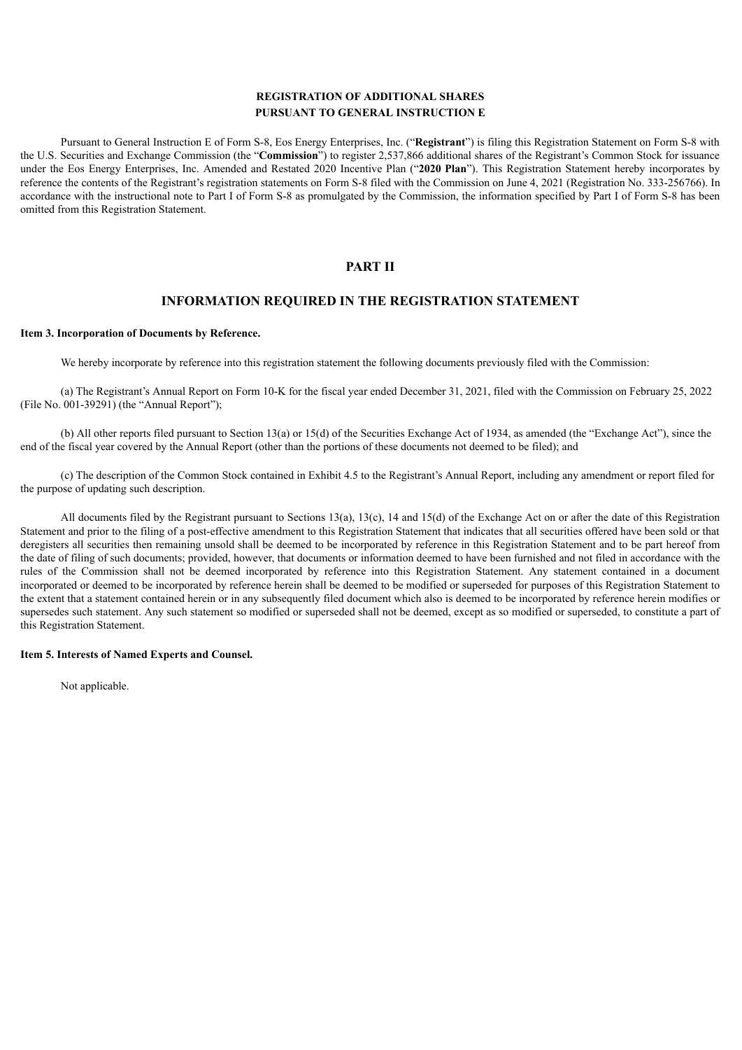## REGISTRATION OF ADDITIONAL SHARES
## PURSUANT TO GENERAL INSTRUCTION E

Pursuant to General Instruction E of Form S-8, Eos Energy Enterprises, Inc. ("**Registrant**") is filing this Registration Statement on Form S-8 with the U.S. Securities and Exchange Commission (the "**Commission**") to register 2,537,866 additional shares of the Registrant's Common Stock for issuance under the Eos Energy Enterprises, Inc. Amended and Restated 2020 Incentive Plan ("**2020 Plan**"). This Registration Statement hereby incorporates by reference the contents of the Registrant's registration statements on Form S-8 filed with the Commission on June 4, 2021 (Registration No. 333-256766). In accordance with the instructional note to Part I of Form S-8 as promulgated by the Commission, the information specified by Part I of Form S-8 has been omitted from this Registration Statement.

# PART II

# INFORMATION REQUIRED IN THE REGISTRATION STATEMENT

**Item 3. Incorporation of Documents by Reference.**

We hereby incorporate by reference into this registration statement the following documents previously filed with the Commission:

(a) The Registrant's Annual Report on Form 10-K for the fiscal year ended December 31, 2021, filed with the Commission on February 25, 2022 (File No. 001-39291) (the "Annual Report");

(b) All other reports filed pursuant to Section 13(a) or 15(d) of the Securities Exchange Act of 1934, as amended (the "Exchange Act"), since the end of the fiscal year covered by the Annual Report (other than the portions of these documents not deemed to be filed); and

(c) The description of the Common Stock contained in Exhibit 4.5 to the Registrant's Annual Report, including any amendment or report filed for the purpose of updating such description.

All documents filed by the Registrant pursuant to Sections 13(a), 13(c), 14 and 15(d) of the Exchange Act on or after the date of this Registration Statement and prior to the filing of a post-effective amendment to this Registration Statement that indicates that all securities offered have been sold or that deregisters all securities then remaining unsold shall be deemed to be incorporated by reference in this Registration Statement and to be part hereof from the date of filing of such documents; provided, however, that documents or information deemed to have been furnished and not filed in accordance with the rules of the Commission shall not be deemed incorporated by reference into this Registration Statement. Any statement contained in a document incorporated or deemed to be incorporated by reference herein shall be deemed to be modified or superseded for purposes of this Registration Statement to the extent that a statement contained herein or in any subsequently filed document which also is deemed to be incorporated by reference herein modifies or supersedes such statement. Any such statement so modified or superseded shall not be deemed, except as so modified or superseded, to constitute a part of this Registration Statement.

**Item 5. Interests of Named Experts and Counsel.**

Not applicable.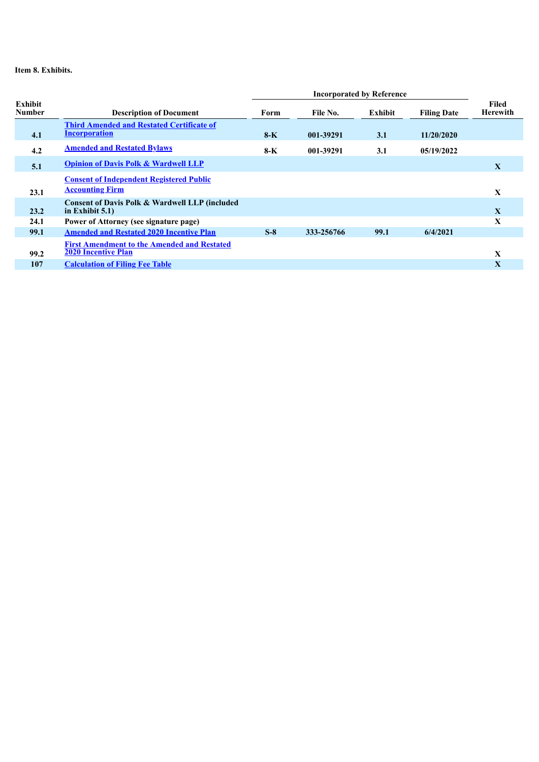**Item 8. Exhibits.**

| Exhibit Number | Description of Document | Incorporated by Reference | | | | Filed Herewith |
|---|---|---|---|---|---|---|
| | | Form | File No. | Exhibit | Filing Date | |
| 4.1 | Third Amended and Restated Certificate of Incorporation | 8-K | 001-39291 | 3.1 | 11/20/2020 | |
| 4.2 | Amended and Restated Bylaws | 8-K | 001-39291 | 3.1 | 05/19/2022 | |
| 5.1 | Opinion of Davis Polk & Wardwell LLP | | | | | X |
| 23.1 | Consent of Independent Registered Public Accounting Firm | | | | | X |
| 23.2 | Consent of Davis Polk & Wardwell LLP (included in Exhibit 5.1) | | | | | X |
| 24.1 | Power of Attorney (see signature page) | | | | | X |
| 99.1 | Amended and Restated 2020 Incentive Plan | S-8 | 333-256766 | 99.1 | 6/4/2021 | |
| 99.2 | First Amendment to the Amended and Restated 2020 Incentive Plan | | | | | X |
| 107 | Calculation of Filing Fee Table | | | | | X |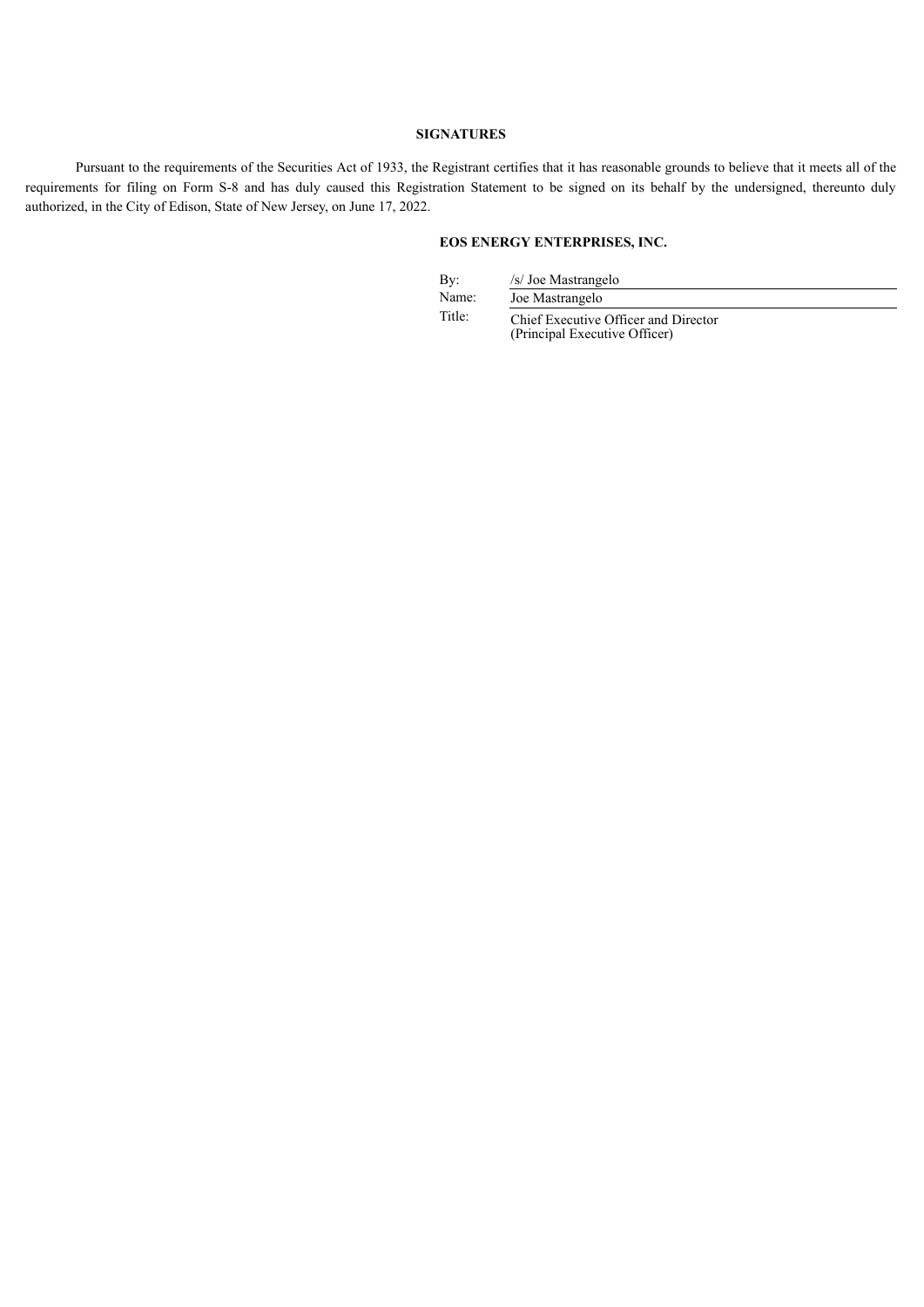## SIGNATURES

Pursuant to the requirements of the Securities Act of 1933, the Registrant certifies that it has reasonable grounds to believe that it meets all of the requirements for filing on Form S-8 and has duly caused this Registration Statement to be signed on its behalf by the undersigned, thereunto duly authorized, in the City of Edison, State of New Jersey, on June 17, 2022.

**EOS ENERGY ENTERPRISES, INC.**

| | |
|---|---|
| By: | /s/ Joe Mastrangelo |
| Name: | Joe Mastrangelo |
| Title: | Chief Executive Officer and Director (Principal Executive Officer) |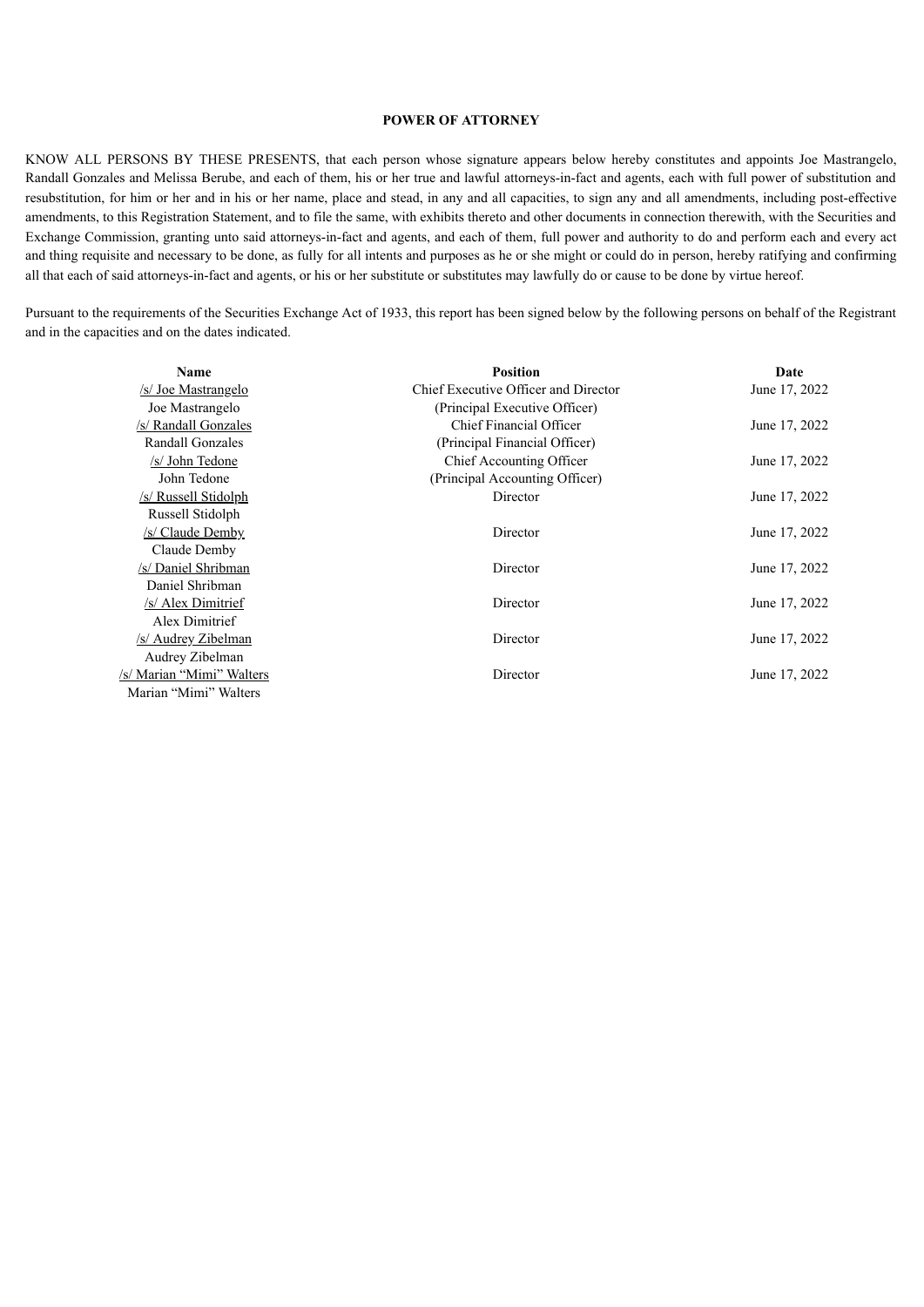**POWER OF ATTORNEY**

KNOW ALL PERSONS BY THESE PRESENTS, that each person whose signature appears below hereby constitutes and appoints Joe Mastrangelo, Randall Gonzales and Melissa Berube, and each of them, his or her true and lawful attorneys-in-fact and agents, each with full power of substitution and resubstitution, for him or her and in his or her name, place and stead, in any and all capacities, to sign any and all amendments, including post-effective amendments, to this Registration Statement, and to file the same, with exhibits thereto and other documents in connection therewith, with the Securities and Exchange Commission, granting unto said attorneys-in-fact and agents, and each of them, full power and authority to do and perform each and every act and thing requisite and necessary to be done, as fully for all intents and purposes as he or she might or could do in person, hereby ratifying and confirming all that each of said attorneys-in-fact and agents, or his or her substitute or substitutes may lawfully do or cause to be done by virtue hereof.

Pursuant to the requirements of the Securities Exchange Act of 1933, this report has been signed below by the following persons on behalf of the Registrant and in the capacities and on the dates indicated.

| Name | Position | Date |
| --- | --- | --- |
| /s/ Joe Mastrangelo<br>Joe Mastrangelo | Chief Executive Officer and Director<br>(Principal Executive Officer) | June 17, 2022 |
| /s/ Randall Gonzales<br>Randall Gonzales | Chief Financial Officer<br>(Principal Financial Officer) | June 17, 2022 |
| /s/ John Tedone<br>John Tedone | Chief Accounting Officer<br>(Principal Accounting Officer) | June 17, 2022 |
| /s/ Russell Stidolph<br>Russell Stidolph | Director | June 17, 2022 |
| /s/ Claude Demby<br>Claude Demby | Director | June 17, 2022 |
| /s/ Daniel Shribman<br>Daniel Shribman | Director | June 17, 2022 |
| /s/ Alex Dimitrief<br>Alex Dimitrief | Director | June 17, 2022 |
| /s/ Audrey Zibelman<br>Audrey Zibelman | Director | June 17, 2022 |
| /s/ Marian "Mimi" Walters<br>Marian "Mimi" Walters | Director | June 17, 2022 |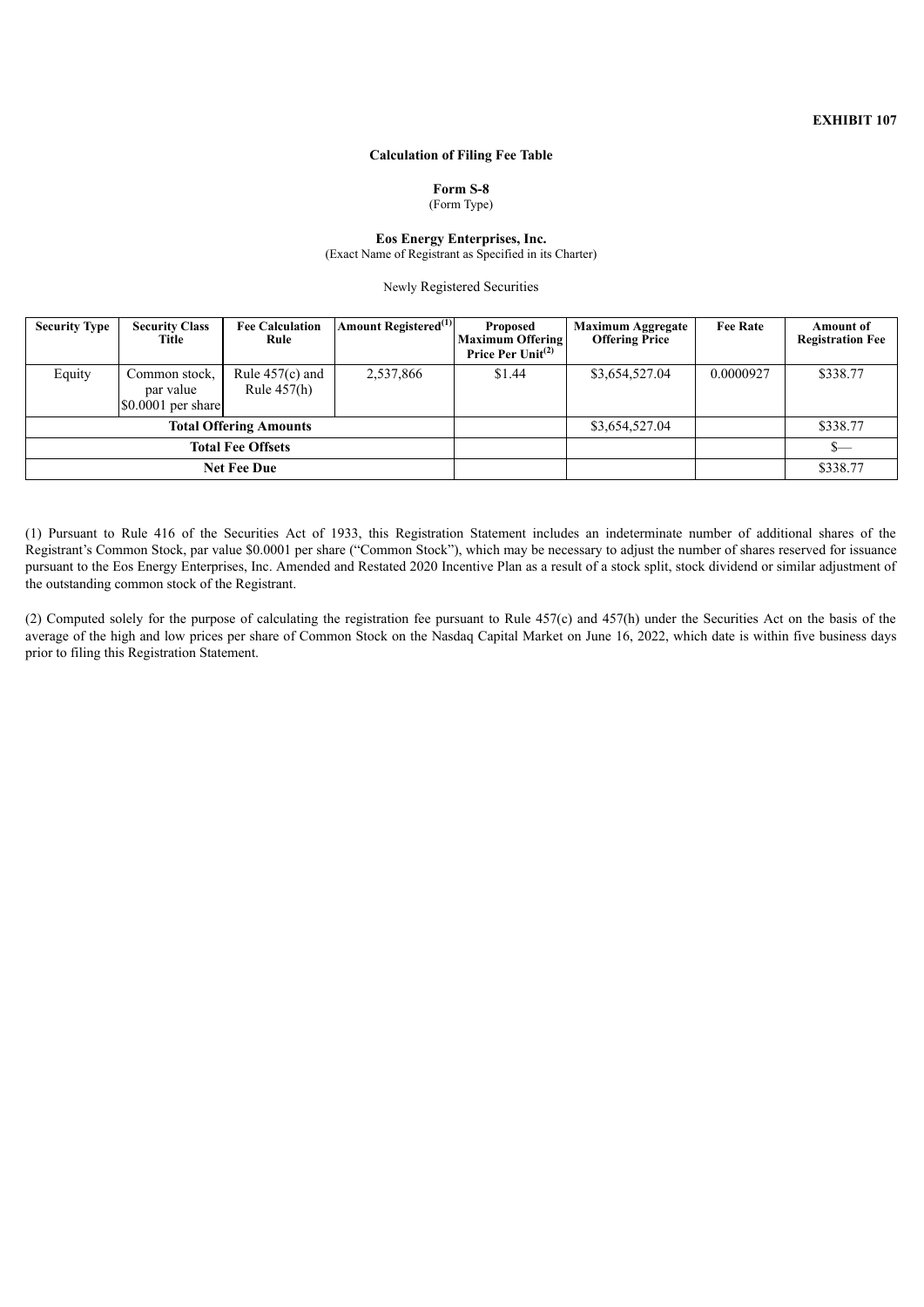**EXHIBIT 107**

**Calculation of Filing Fee Table**

**Form S-8**
(Form Type)

**Eos Energy Enterprises, Inc.**
(Exact Name of Registrant as Specified in its Charter)

Newly Registered Securities

| Security Type | Security Class Title | Fee Calculation Rule | Amount Registered[(1)] | Proposed Maximum Offering Price Per Unit[(2)] | Maximum Aggregate Offering Price | Fee Rate | Amount of Registration Fee |
|---|---|---|---|---|---|---|---|
| Equity | Common stock, par value $0.0001 per share | Rule 457(c) and Rule 457(h) | 2,537,866 | $1.44 | $3,654,527.04 | 0.0000927 | $338.77 |
| **Total Offering Amounts** | | | | | $3,654,527.04 | | $338.77 |
| **Total Fee Offsets** | | | | | | | $— |
| **Net Fee Due** | | | | | | | $338.77 |

(1) Pursuant to Rule 416 of the Securities Act of 1933, this Registration Statement includes an indeterminate number of additional shares of the Registrant's Common Stock, par value $0.0001 per share ("Common Stock"), which may be necessary to adjust the number of shares reserved for issuance pursuant to the Eos Energy Enterprises, Inc. Amended and Restated 2020 Incentive Plan as a result of a stock split, stock dividend or similar adjustment of the outstanding common stock of the Registrant.

(2) Computed solely for the purpose of calculating the registration fee pursuant to Rule 457(c) and 457(h) under the Securities Act on the basis of the average of the high and low prices per share of Common Stock on the Nasdaq Capital Market on June 16, 2022, which date is within five business days prior to filing this Registration Statement.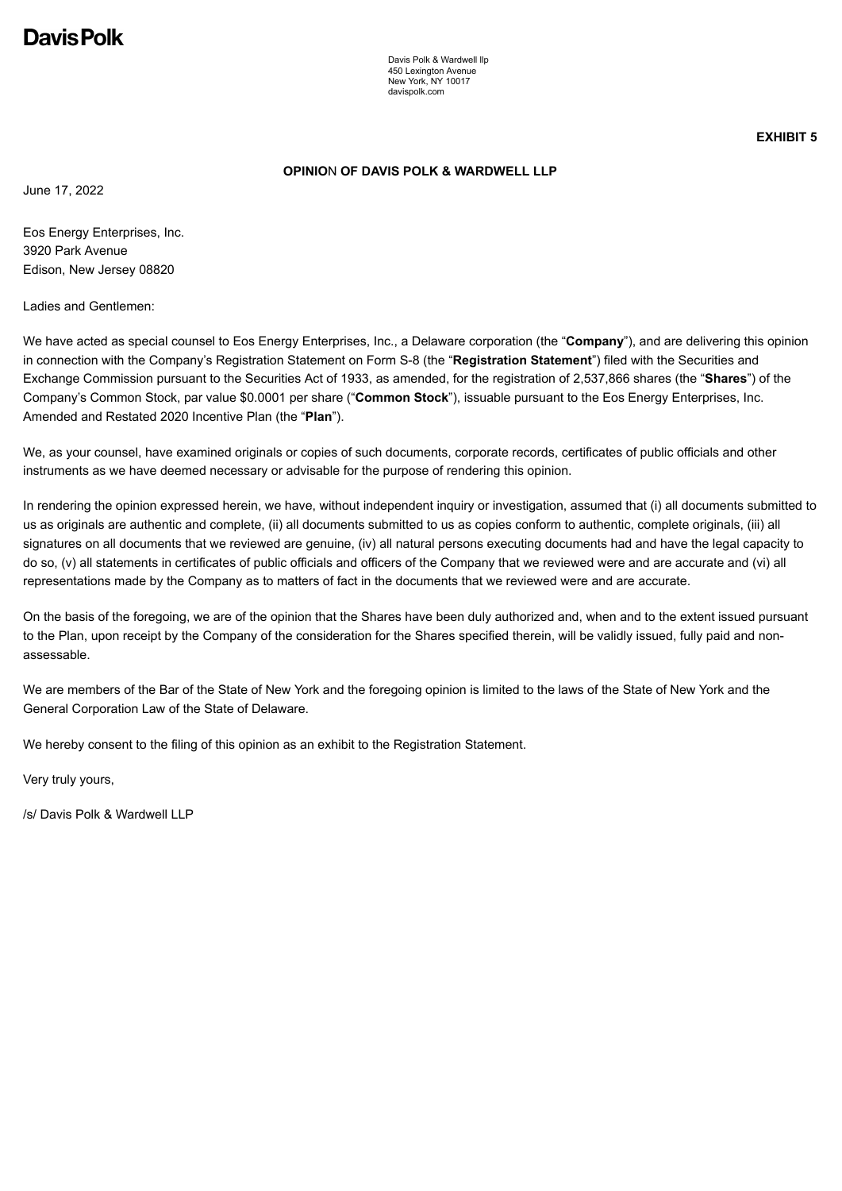**DavisPolk**

Davis Polk & Wardwell llp
450 Lexington Avenue
New York, NY 10017
davispolk.com

**EXHIBIT 5**

**OPINION OF DAVIS POLK & WARDWELL LLP**

June 17, 2022

Eos Energy Enterprises, Inc.
3920 Park Avenue
Edison, New Jersey 08820

Ladies and Gentlemen:

We have acted as special counsel to Eos Energy Enterprises, Inc., a Delaware corporation (the "**Company**"), and are delivering this opinion in connection with the Company's Registration Statement on Form S-8 (the "**Registration Statement**") filed with the Securities and Exchange Commission pursuant to the Securities Act of 1933, as amended, for the registration of 2,537,866 shares (the "**Shares**") of the Company's Common Stock, par value $0.0001 per share ("**Common Stock**"), issuable pursuant to the Eos Energy Enterprises, Inc. Amended and Restated 2020 Incentive Plan (the "**Plan**").

We, as your counsel, have examined originals or copies of such documents, corporate records, certificates of public officials and other instruments as we have deemed necessary or advisable for the purpose of rendering this opinion.

In rendering the opinion expressed herein, we have, without independent inquiry or investigation, assumed that (i) all documents submitted to us as originals are authentic and complete, (ii) all documents submitted to us as copies conform to authentic, complete originals, (iii) all signatures on all documents that we reviewed are genuine, (iv) all natural persons executing documents had and have the legal capacity to do so, (v) all statements in certificates of public officials and officers of the Company that we reviewed were and are accurate and (vi) all representations made by the Company as to matters of fact in the documents that we reviewed were and are accurate.

On the basis of the foregoing, we are of the opinion that the Shares have been duly authorized and, when and to the extent issued pursuant to the Plan, upon receipt by the Company of the consideration for the Shares specified therein, will be validly issued, fully paid and non-assessable.

We are members of the Bar of the State of New York and the foregoing opinion is limited to the laws of the State of New York and the General Corporation Law of the State of Delaware.

We hereby consent to the filing of this opinion as an exhibit to the Registration Statement.

Very truly yours,

/s/ Davis Polk & Wardwell LLP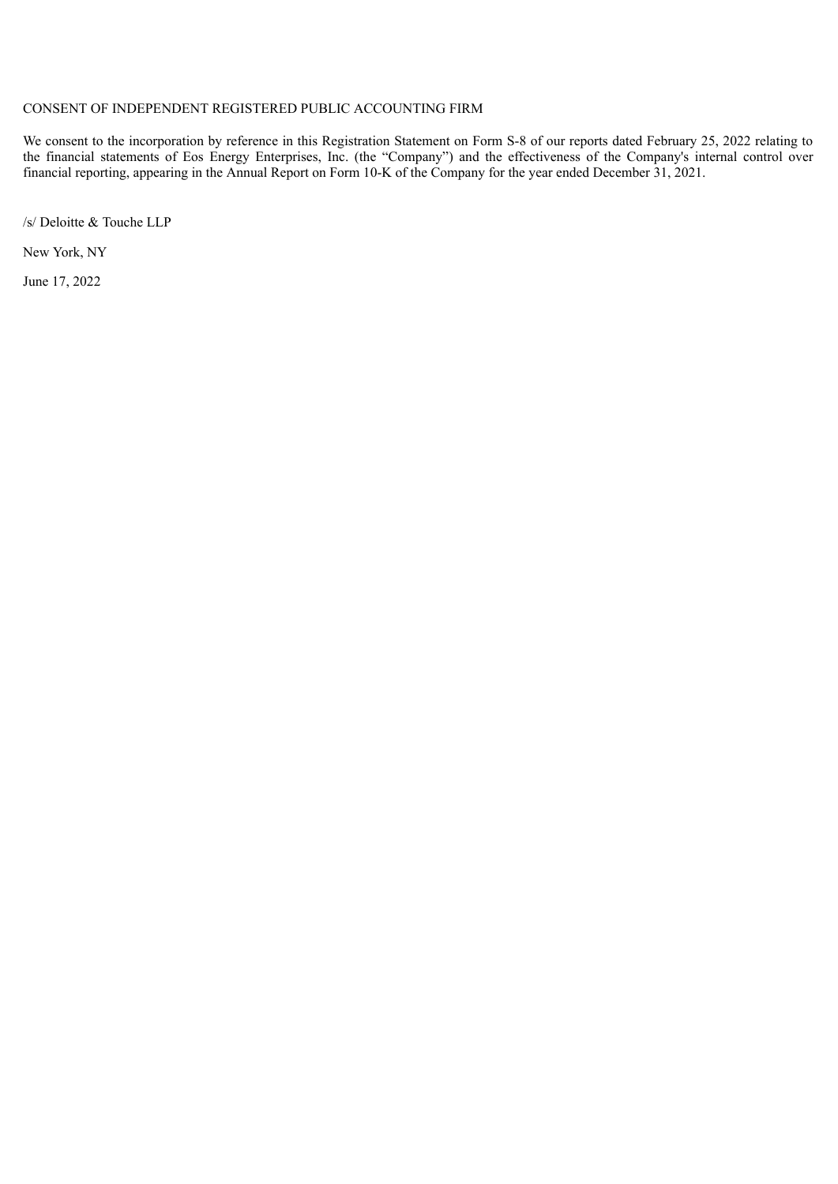# CONSENT OF INDEPENDENT REGISTERED PUBLIC ACCOUNTING FIRM

We consent to the incorporation by reference in this Registration Statement on Form S-8 of our reports dated February 25, 2022 relating to the financial statements of Eos Energy Enterprises, Inc. (the "Company") and the effectiveness of the Company's internal control over financial reporting, appearing in the Annual Report on Form 10-K of the Company for the year ended December 31, 2021.

/s/ Deloitte & Touche LLP

New York, NY

June 17, 2022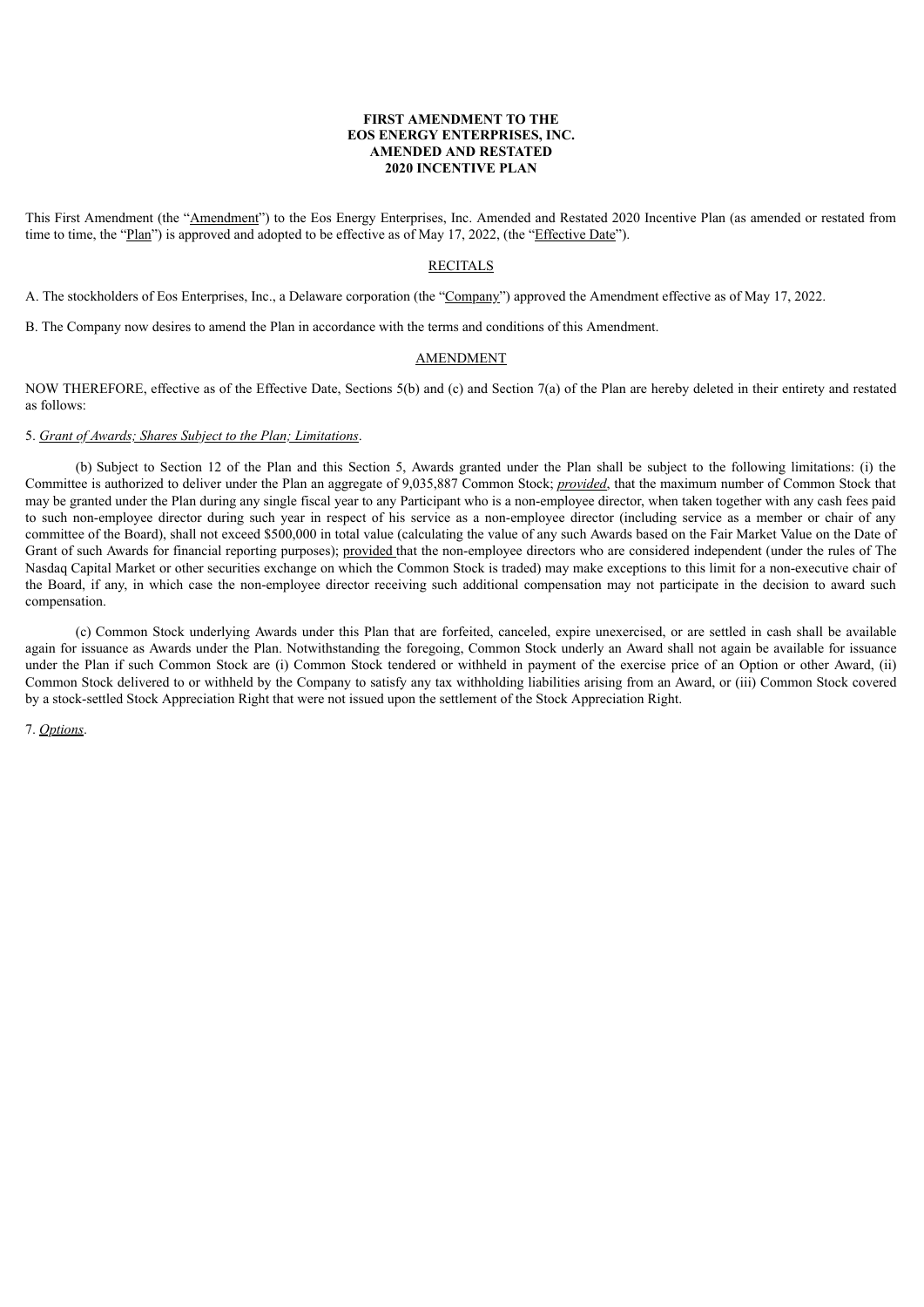**FIRST AMENDMENT TO THE**
**EOS ENERGY ENTERPRISES, INC.**
**AMENDED AND RESTATED**
**2020 INCENTIVE PLAN**

This First Amendment (the "Amendment") to the Eos Energy Enterprises, Inc. Amended and Restated 2020 Incentive Plan (as amended or restated from time to time, the "Plan") is approved and adopted to be effective as of May 17, 2022, (the "Effective Date").

RECITALS

A. The stockholders of Eos Enterprises, Inc., a Delaware corporation (the "Company") approved the Amendment effective as of May 17, 2022.

B. The Company now desires to amend the Plan in accordance with the terms and conditions of this Amendment.

AMENDMENT

NOW THEREFORE, effective as of the Effective Date, Sections 5(b) and (c) and Section 7(a) of the Plan are hereby deleted in their entirety and restated as follows:

5. *Grant of Awards; Shares Subject to the Plan; Limitations*.

(b) Subject to Section 12 of the Plan and this Section 5, Awards granted under the Plan shall be subject to the following limitations: (i) the Committee is authorized to deliver under the Plan an aggregate of 9,035,887 Common Stock; *provided*, that the maximum number of Common Stock that may be granted under the Plan during any single fiscal year to any Participant who is a non-employee director, when taken together with any cash fees paid to such non-employee director during such year in respect of his service as a non-employee director (including service as a member or chair of any committee of the Board), shall not exceed $500,000 in total value (calculating the value of any such Awards based on the Fair Market Value on the Date of Grant of such Awards for financial reporting purposes); provided that the non-employee directors who are considered independent (under the rules of The Nasdaq Capital Market or other securities exchange on which the Common Stock is traded) may make exceptions to this limit for a non-executive chair of the Board, if any, in which case the non-employee director receiving such additional compensation may not participate in the decision to award such compensation.

(c) Common Stock underlying Awards under this Plan that are forfeited, canceled, expire unexercised, or are settled in cash shall be available again for issuance as Awards under the Plan. Notwithstanding the foregoing, Common Stock underly an Award shall not again be available for issuance under the Plan if such Common Stock are (i) Common Stock tendered or withheld in payment of the exercise price of an Option or other Award, (ii) Common Stock delivered to or withheld by the Company to satisfy any tax withholding liabilities arising from an Award, or (iii) Common Stock covered by a stock-settled Stock Appreciation Right that were not issued upon the settlement of the Stock Appreciation Right.

7. *Options*.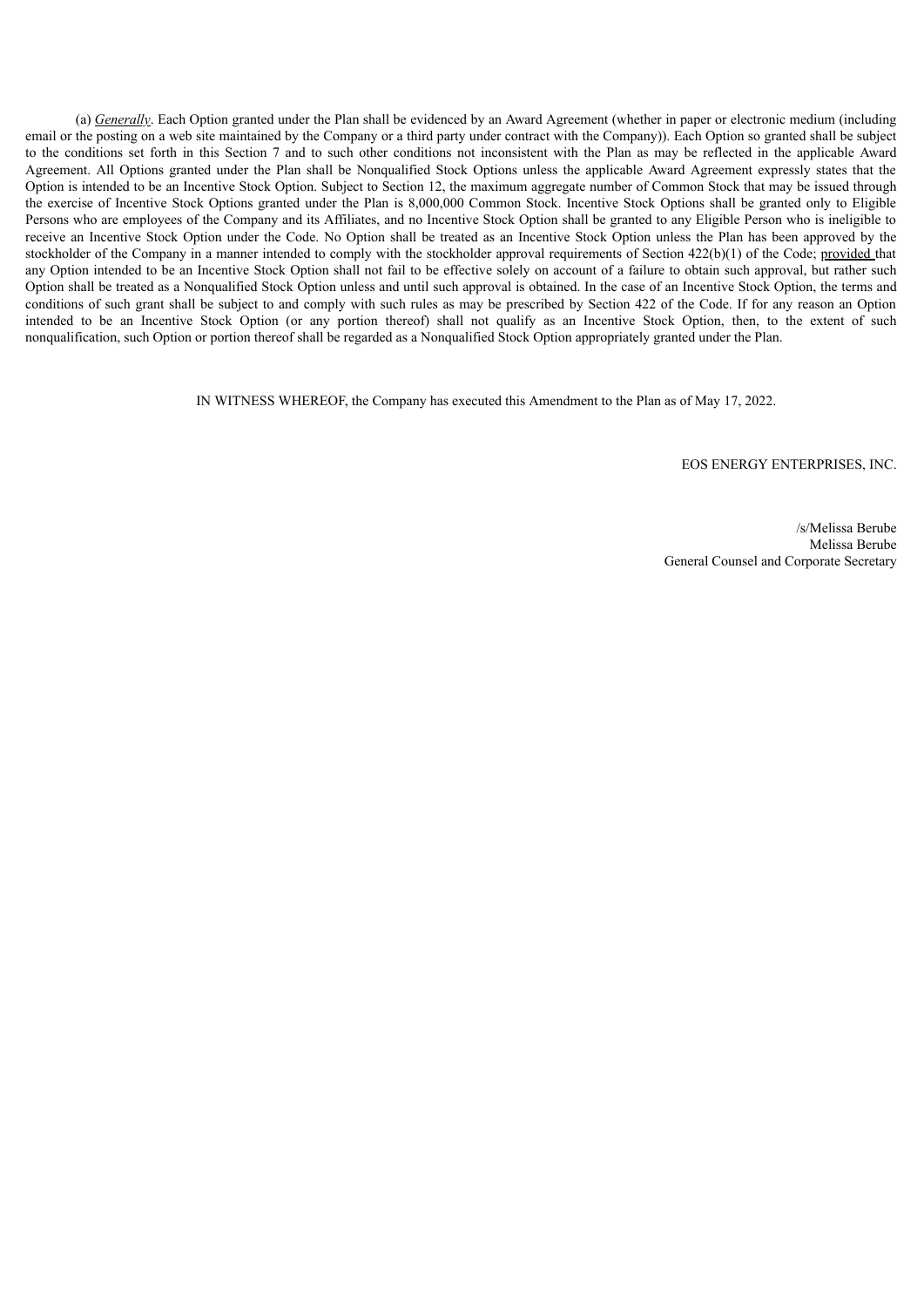(a) *Generally*. Each Option granted under the Plan shall be evidenced by an Award Agreement (whether in paper or electronic medium (including email or the posting on a web site maintained by the Company or a third party under contract with the Company)). Each Option so granted shall be subject to the conditions set forth in this Section 7 and to such other conditions not inconsistent with the Plan as may be reflected in the applicable Award Agreement. All Options granted under the Plan shall be Nonqualified Stock Options unless the applicable Award Agreement expressly states that the Option is intended to be an Incentive Stock Option. Subject to Section 12, the maximum aggregate number of Common Stock that may be issued through the exercise of Incentive Stock Options granted under the Plan is 8,000,000 Common Stock. Incentive Stock Options shall be granted only to Eligible Persons who are employees of the Company and its Affiliates, and no Incentive Stock Option shall be granted to any Eligible Person who is ineligible to receive an Incentive Stock Option under the Code. No Option shall be treated as an Incentive Stock Option unless the Plan has been approved by the stockholder of the Company in a manner intended to comply with the stockholder approval requirements of Section 422(b)(1) of the Code; provided that any Option intended to be an Incentive Stock Option shall not fail to be effective solely on account of a failure to obtain such approval, but rather such Option shall be treated as a Nonqualified Stock Option unless and until such approval is obtained. In the case of an Incentive Stock Option, the terms and conditions of such grant shall be subject to and comply with such rules as may be prescribed by Section 422 of the Code. If for any reason an Option intended to be an Incentive Stock Option (or any portion thereof) shall not qualify as an Incentive Stock Option, then, to the extent of such nonqualification, such Option or portion thereof shall be regarded as a Nonqualified Stock Option appropriately granted under the Plan.

IN WITNESS WHEREOF, the Company has executed this Amendment to the Plan as of May 17, 2022.

EOS ENERGY ENTERPRISES, INC.

/s/Melissa Berube
Melissa Berube
General Counsel and Corporate Secretary